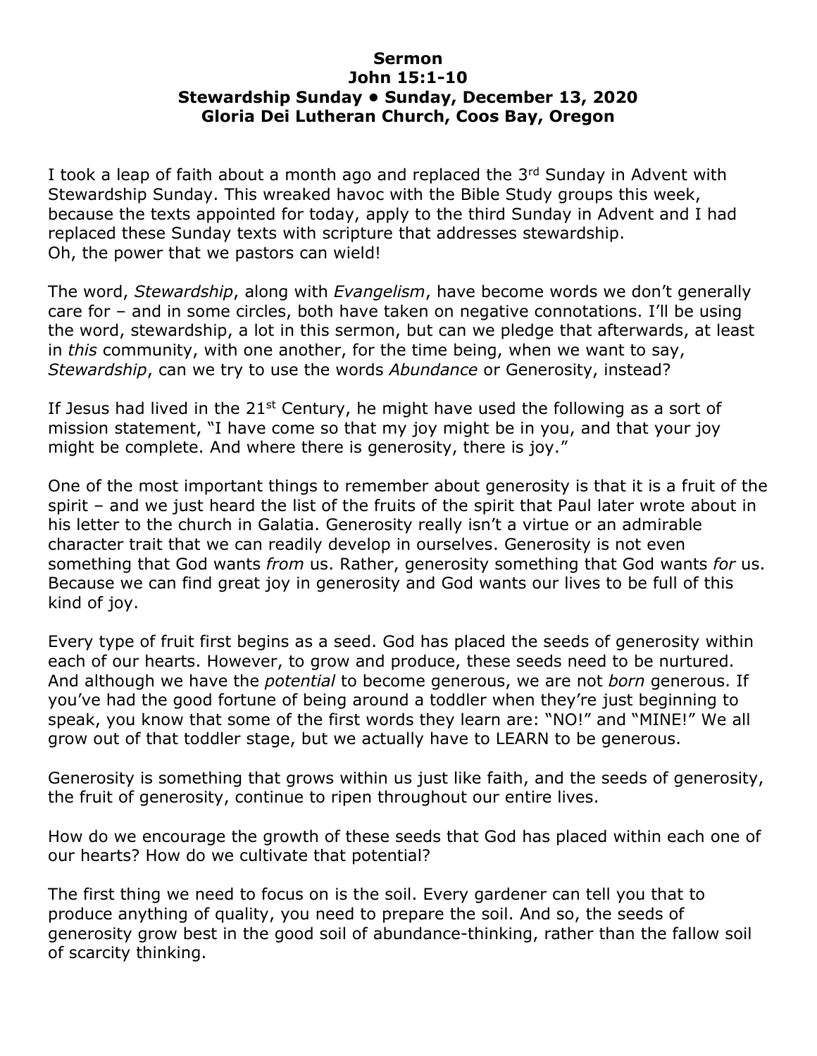**Sermon**
**John 15:1-10**
**Stewardship Sunday • Sunday, December 13, 2020**
**Gloria Dei Lutheran Church, Coos Bay, Oregon**

I took a leap of faith about a month ago and replaced the 3rd Sunday in Advent with Stewardship Sunday. This wreaked havoc with the Bible Study groups this week, because the texts appointed for today, apply to the third Sunday in Advent and I had replaced these Sunday texts with scripture that addresses stewardship.
Oh, the power that we pastors can wield!

The word, *Stewardship*, along with *Evangelism*, have become words we don't generally care for – and in some circles, both have taken on negative connotations. I'll be using the word, stewardship, a lot in this sermon, but can we pledge that afterwards, at least in *this* community, with one another, for the time being, when we want to say, *Stewardship*, can we try to use the words *Abundance* or Generosity, instead?

If Jesus had lived in the 21st Century, he might have used the following as a sort of mission statement, "I have come so that my joy might be in you, and that your joy might be complete. And where there is generosity, there is joy."

One of the most important things to remember about generosity is that it is a fruit of the spirit – and we just heard the list of the fruits of the spirit that Paul later wrote about in his letter to the church in Galatia. Generosity really isn't a virtue or an admirable character trait that we can readily develop in ourselves. Generosity is not even something that God wants *from* us. Rather, generosity something that God wants *for* us. Because we can find great joy in generosity and God wants our lives to be full of this kind of joy.

Every type of fruit first begins as a seed. God has placed the seeds of generosity within each of our hearts. However, to grow and produce, these seeds need to be nurtured. And although we have the *potential* to become generous, we are not *born* generous. If you've had the good fortune of being around a toddler when they're just beginning to speak, you know that some of the first words they learn are: "NO!" and "MINE!" We all grow out of that toddler stage, but we actually have to LEARN to be generous.

Generosity is something that grows within us just like faith, and the seeds of generosity, the fruit of generosity, continue to ripen throughout our entire lives.

How do we encourage the growth of these seeds that God has placed within each one of our hearts? How do we cultivate that potential?

The first thing we need to focus on is the soil. Every gardener can tell you that to produce anything of quality, you need to prepare the soil. And so, the seeds of generosity grow best in the good soil of abundance-thinking, rather than the fallow soil of scarcity thinking.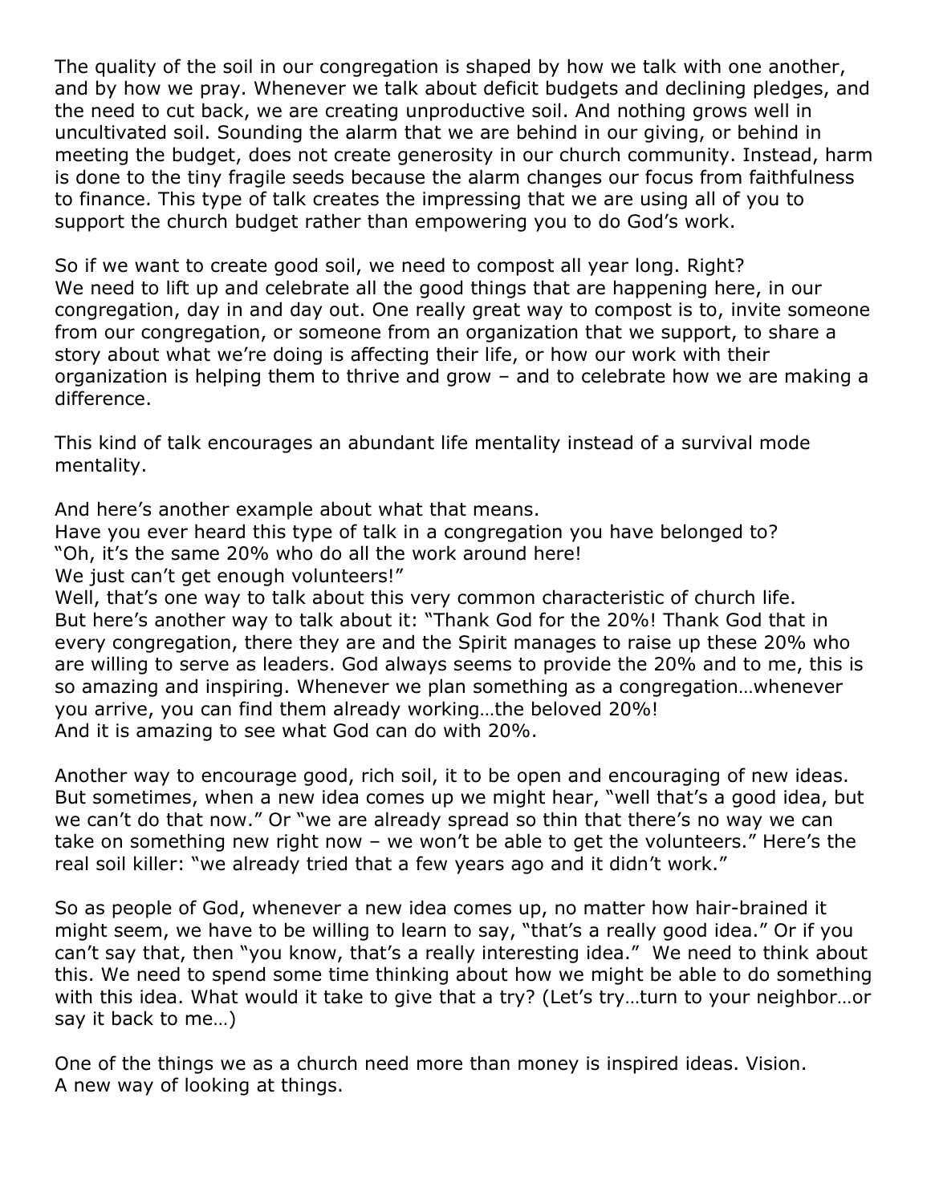The quality of the soil in our congregation is shaped by how we talk with one another, and by how we pray. Whenever we talk about deficit budgets and declining pledges, and the need to cut back, we are creating unproductive soil. And nothing grows well in uncultivated soil. Sounding the alarm that we are behind in our giving, or behind in meeting the budget, does not create generosity in our church community. Instead, harm is done to the tiny fragile seeds because the alarm changes our focus from faithfulness to finance. This type of talk creates the impressing that we are using all of you to support the church budget rather than empowering you to do God's work.

So if we want to create good soil, we need to compost all year long. Right?
We need to lift up and celebrate all the good things that are happening here, in our congregation, day in and day out. One really great way to compost is to, invite someone from our congregation, or someone from an organization that we support, to share a story about what we're doing is affecting their life, or how our work with their organization is helping them to thrive and grow – and to celebrate how we are making a difference.

This kind of talk encourages an abundant life mentality instead of a survival mode mentality.

And here's another example about what that means.
Have you ever heard this type of talk in a congregation you have belonged to?
"Oh, it's the same 20% who do all the work around here!
We just can't get enough volunteers!"
Well, that's one way to talk about this very common characteristic of church life.
But here's another way to talk about it: "Thank God for the 20%! Thank God that in every congregation, there they are and the Spirit manages to raise up these 20% who are willing to serve as leaders. God always seems to provide the 20% and to me, this is so amazing and inspiring. Whenever we plan something as a congregation…whenever you arrive, you can find them already working…the beloved 20%!
And it is amazing to see what God can do with 20%.

Another way to encourage good, rich soil, it to be open and encouraging of new ideas. But sometimes, when a new idea comes up we might hear, "well that's a good idea, but we can't do that now." Or "we are already spread so thin that there's no way we can take on something new right now – we won't be able to get the volunteers." Here's the real soil killer: "we already tried that a few years ago and it didn't work."

So as people of God, whenever a new idea comes up, no matter how hair-brained it might seem, we have to be willing to learn to say, "that's a really good idea." Or if you can't say that, then "you know, that's a really interesting idea." We need to think about this. We need to spend some time thinking about how we might be able to do something with this idea. What would it take to give that a try? (Let's try…turn to your neighbor…or say it back to me…)

One of the things we as a church need more than money is inspired ideas. Vision.
A new way of looking at things.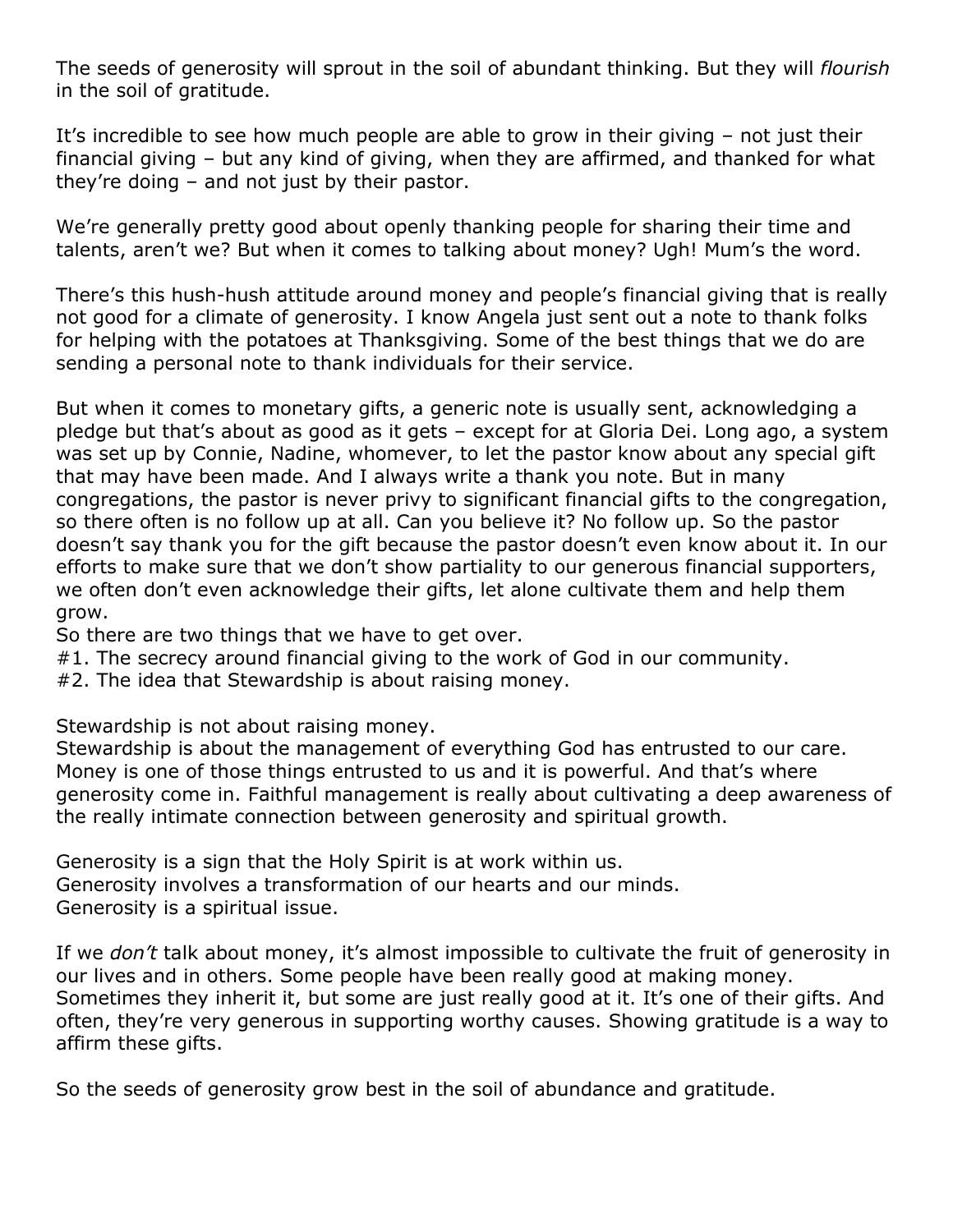The seeds of generosity will sprout in the soil of abundant thinking. But they will *flourish* in the soil of gratitude.

It's incredible to see how much people are able to grow in their giving – not just their financial giving – but any kind of giving, when they are affirmed, and thanked for what they're doing – and not just by their pastor.

We're generally pretty good about openly thanking people for sharing their time and talents, aren't we? But when it comes to talking about money? Ugh! Mum's the word.

There's this hush-hush attitude around money and people's financial giving that is really not good for a climate of generosity. I know Angela just sent out a note to thank folks for helping with the potatoes at Thanksgiving. Some of the best things that we do are sending a personal note to thank individuals for their service.

But when it comes to monetary gifts, a generic note is usually sent, acknowledging a pledge but that's about as good as it gets – except for at Gloria Dei. Long ago, a system was set up by Connie, Nadine, whomever, to let the pastor know about any special gift that may have been made. And I always write a thank you note. But in many congregations, the pastor is never privy to significant financial gifts to the congregation, so there often is no follow up at all. Can you believe it? No follow up. So the pastor doesn't say thank you for the gift because the pastor doesn't even know about it. In our efforts to make sure that we don't show partiality to our generous financial supporters, we often don't even acknowledge their gifts, let alone cultivate them and help them grow.
So there are two things that we have to get over.
#1. The secrecy around financial giving to the work of God in our community.
#2. The idea that Stewardship is about raising money.

Stewardship is not about raising money.
Stewardship is about the management of everything God has entrusted to our care. Money is one of those things entrusted to us and it is powerful. And that's where generosity come in. Faithful management is really about cultivating a deep awareness of the really intimate connection between generosity and spiritual growth.

Generosity is a sign that the Holy Spirit is at work within us.
Generosity involves a transformation of our hearts and our minds.
Generosity is a spiritual issue.

If we *don't* talk about money, it's almost impossible to cultivate the fruit of generosity in our lives and in others. Some people have been really good at making money. Sometimes they inherit it, but some are just really good at it. It's one of their gifts. And often, they're very generous in supporting worthy causes. Showing gratitude is a way to affirm these gifts.

So the seeds of generosity grow best in the soil of abundance and gratitude.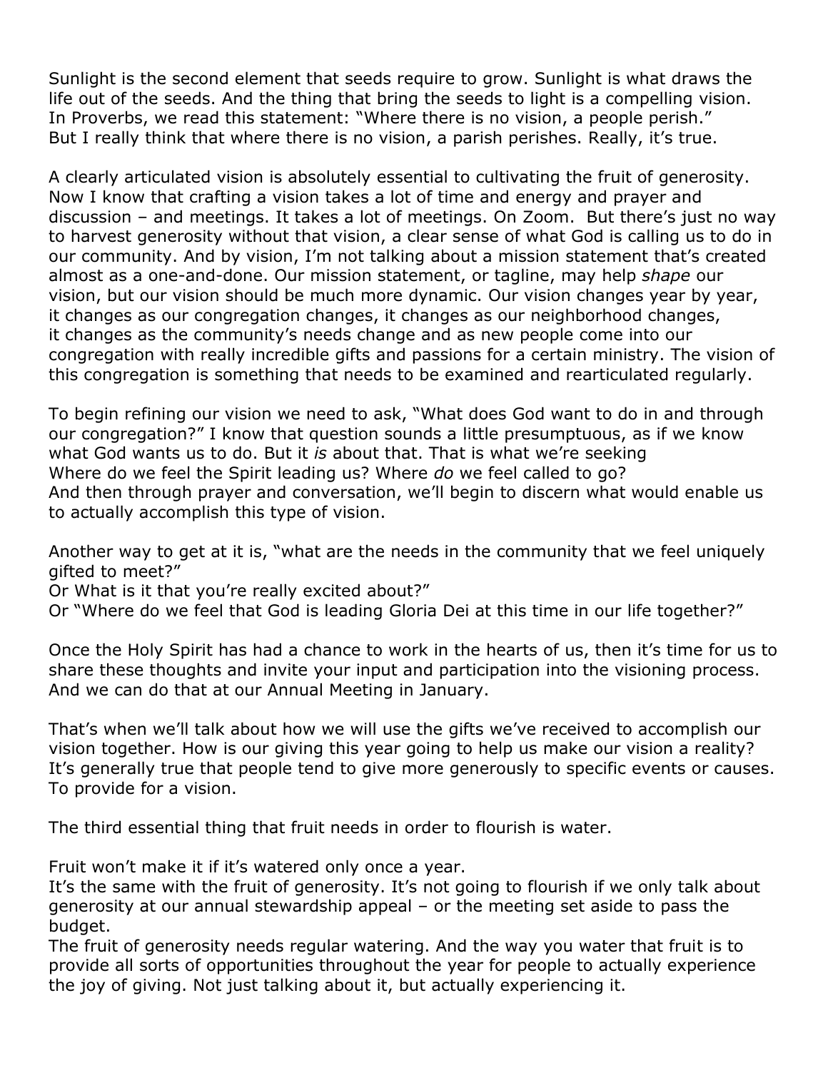Sunlight is the second element that seeds require to grow. Sunlight is what draws the life out of the seeds. And the thing that bring the seeds to light is a compelling vision. In Proverbs, we read this statement: "Where there is no vision, a people perish." But I really think that where there is no vision, a parish perishes. Really, it's true.

A clearly articulated vision is absolutely essential to cultivating the fruit of generosity. Now I know that crafting a vision takes a lot of time and energy and prayer and discussion – and meetings. It takes a lot of meetings. On Zoom. But there's just no way to harvest generosity without that vision, a clear sense of what God is calling us to do in our community. And by vision, I'm not talking about a mission statement that's created almost as a one-and-done. Our mission statement, or tagline, may help *shape* our vision, but our vision should be much more dynamic. Our vision changes year by year, it changes as our congregation changes, it changes as our neighborhood changes, it changes as the community's needs change and as new people come into our congregation with really incredible gifts and passions for a certain ministry. The vision of this congregation is something that needs to be examined and rearticulated regularly.

To begin refining our vision we need to ask, "What does God want to do in and through our congregation?" I know that question sounds a little presumptuous, as if we know what God wants us to do. But it *is* about that. That is what we're seeking
Where do we feel the Spirit leading us? Where *do* we feel called to go?
And then through prayer and conversation, we'll begin to discern what would enable us to actually accomplish this type of vision.

Another way to get at it is, "what are the needs in the community that we feel uniquely gifted to meet?"
Or What is it that you're really excited about?"
Or "Where do we feel that God is leading Gloria Dei at this time in our life together?"

Once the Holy Spirit has had a chance to work in the hearts of us, then it's time for us to share these thoughts and invite your input and participation into the visioning process. And we can do that at our Annual Meeting in January.

That's when we'll talk about how we will use the gifts we've received to accomplish our vision together. How is our giving this year going to help us make our vision a reality? It's generally true that people tend to give more generously to specific events or causes. To provide for a vision.

The third essential thing that fruit needs in order to flourish is water.

Fruit won't make it if it's watered only once a year.
It's the same with the fruit of generosity. It's not going to flourish if we only talk about generosity at our annual stewardship appeal – or the meeting set aside to pass the budget.
The fruit of generosity needs regular watering. And the way you water that fruit is to provide all sorts of opportunities throughout the year for people to actually experience the joy of giving. Not just talking about it, but actually experiencing it.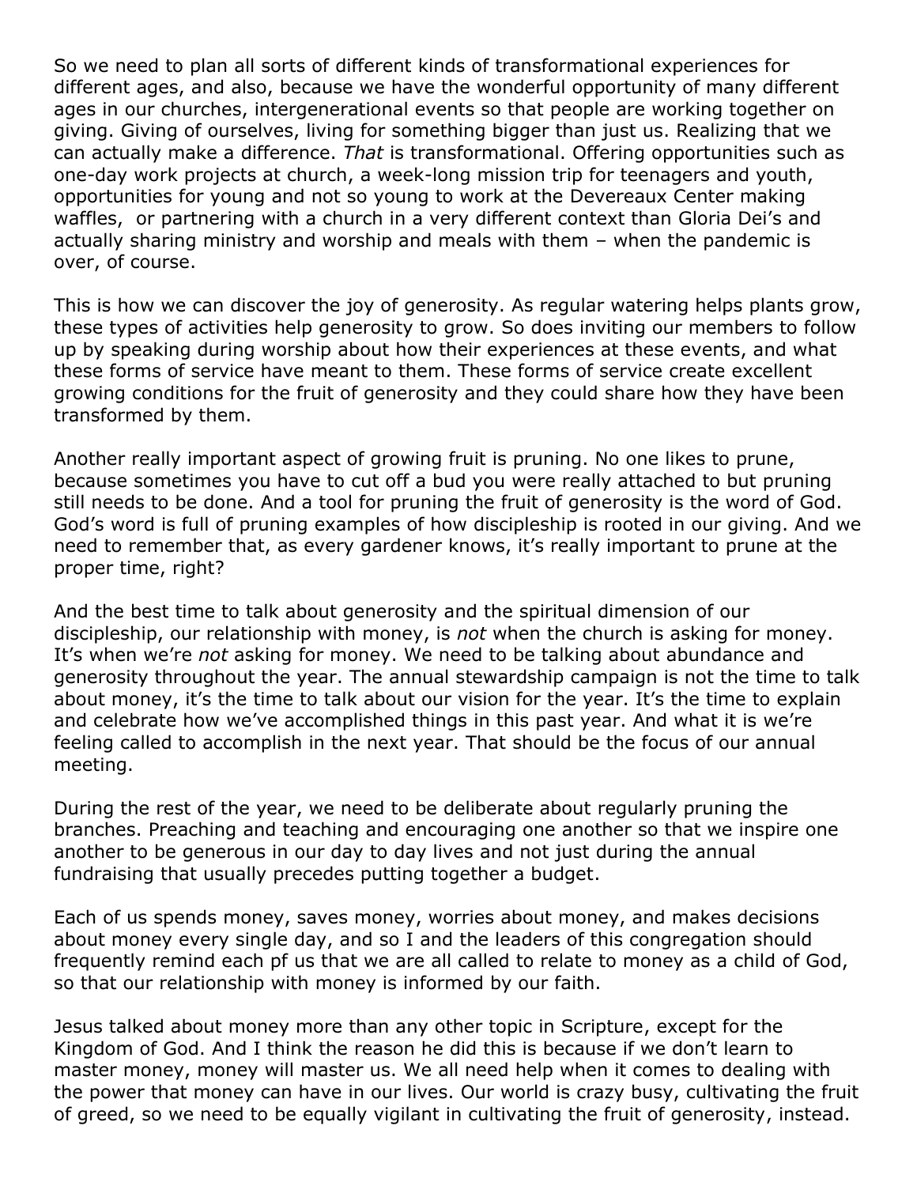So we need to plan all sorts of different kinds of transformational experiences for different ages, and also, because we have the wonderful opportunity of many different ages in our churches, intergenerational events so that people are working together on giving. Giving of ourselves, living for something bigger than just us. Realizing that we can actually make a difference. *That* is transformational. Offering opportunities such as one-day work projects at church, a week-long mission trip for teenagers and youth, opportunities for young and not so young to work at the Devereaux Center making waffles, or partnering with a church in a very different context than Gloria Dei's and actually sharing ministry and worship and meals with them – when the pandemic is over, of course.

This is how we can discover the joy of generosity. As regular watering helps plants grow, these types of activities help generosity to grow. So does inviting our members to follow up by speaking during worship about how their experiences at these events, and what these forms of service have meant to them. These forms of service create excellent growing conditions for the fruit of generosity and they could share how they have been transformed by them.

Another really important aspect of growing fruit is pruning. No one likes to prune, because sometimes you have to cut off a bud you were really attached to but pruning still needs to be done. And a tool for pruning the fruit of generosity is the word of God. God's word is full of pruning examples of how discipleship is rooted in our giving. And we need to remember that, as every gardener knows, it's really important to prune at the proper time, right?

And the best time to talk about generosity and the spiritual dimension of our discipleship, our relationship with money, is *not* when the church is asking for money. It's when we're *not* asking for money. We need to be talking about abundance and generosity throughout the year. The annual stewardship campaign is not the time to talk about money, it's the time to talk about our vision for the year. It's the time to explain and celebrate how we've accomplished things in this past year. And what it is we're feeling called to accomplish in the next year. That should be the focus of our annual meeting.

During the rest of the year, we need to be deliberate about regularly pruning the branches. Preaching and teaching and encouraging one another so that we inspire one another to be generous in our day to day lives and not just during the annual fundraising that usually precedes putting together a budget.

Each of us spends money, saves money, worries about money, and makes decisions about money every single day, and so I and the leaders of this congregation should frequently remind each pf us that we are all called to relate to money as a child of God, so that our relationship with money is informed by our faith.

Jesus talked about money more than any other topic in Scripture, except for the Kingdom of God. And I think the reason he did this is because if we don't learn to master money, money will master us. We all need help when it comes to dealing with the power that money can have in our lives. Our world is crazy busy, cultivating the fruit of greed, so we need to be equally vigilant in cultivating the fruit of generosity, instead.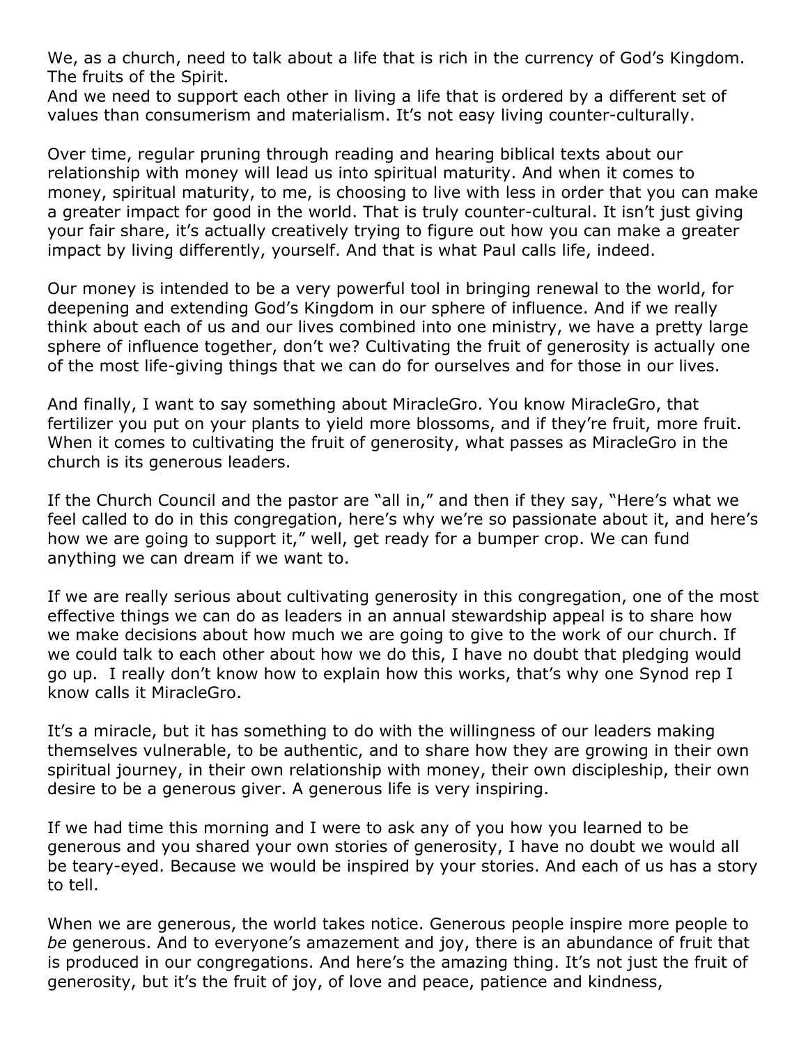We, as a church, need to talk about a life that is rich in the currency of God's Kingdom. The fruits of the Spirit.
And we need to support each other in living a life that is ordered by a different set of values than consumerism and materialism. It's not easy living counter-culturally.

Over time, regular pruning through reading and hearing biblical texts about our relationship with money will lead us into spiritual maturity. And when it comes to money, spiritual maturity, to me, is choosing to live with less in order that you can make a greater impact for good in the world. That is truly counter-cultural. It isn't just giving your fair share, it's actually creatively trying to figure out how you can make a greater impact by living differently, yourself. And that is what Paul calls life, indeed.

Our money is intended to be a very powerful tool in bringing renewal to the world, for deepening and extending God's Kingdom in our sphere of influence. And if we really think about each of us and our lives combined into one ministry, we have a pretty large sphere of influence together, don't we? Cultivating the fruit of generosity is actually one of the most life-giving things that we can do for ourselves and for those in our lives.

And finally, I want to say something about MiracleGro. You know MiracleGro, that fertilizer you put on your plants to yield more blossoms, and if they're fruit, more fruit. When it comes to cultivating the fruit of generosity, what passes as MiracleGro in the church is its generous leaders.

If the Church Council and the pastor are "all in," and then if they say, "Here's what we feel called to do in this congregation, here's why we're so passionate about it, and here's how we are going to support it," well, get ready for a bumper crop. We can fund anything we can dream if we want to.

If we are really serious about cultivating generosity in this congregation, one of the most effective things we can do as leaders in an annual stewardship appeal is to share how we make decisions about how much we are going to give to the work of our church. If we could talk to each other about how we do this, I have no doubt that pledging would go up. I really don't know how to explain how this works, that's why one Synod rep I know calls it MiracleGro.

It's a miracle, but it has something to do with the willingness of our leaders making themselves vulnerable, to be authentic, and to share how they are growing in their own spiritual journey, in their own relationship with money, their own discipleship, their own desire to be a generous giver. A generous life is very inspiring.

If we had time this morning and I were to ask any of you how you learned to be generous and you shared your own stories of generosity, I have no doubt we would all be teary-eyed. Because we would be inspired by your stories. And each of us has a story to tell.

When we are generous, the world takes notice. Generous people inspire more people to *be* generous. And to everyone's amazement and joy, there is an abundance of fruit that is produced in our congregations. And here's the amazing thing. It's not just the fruit of generosity, but it's the fruit of joy, of love and peace, patience and kindness,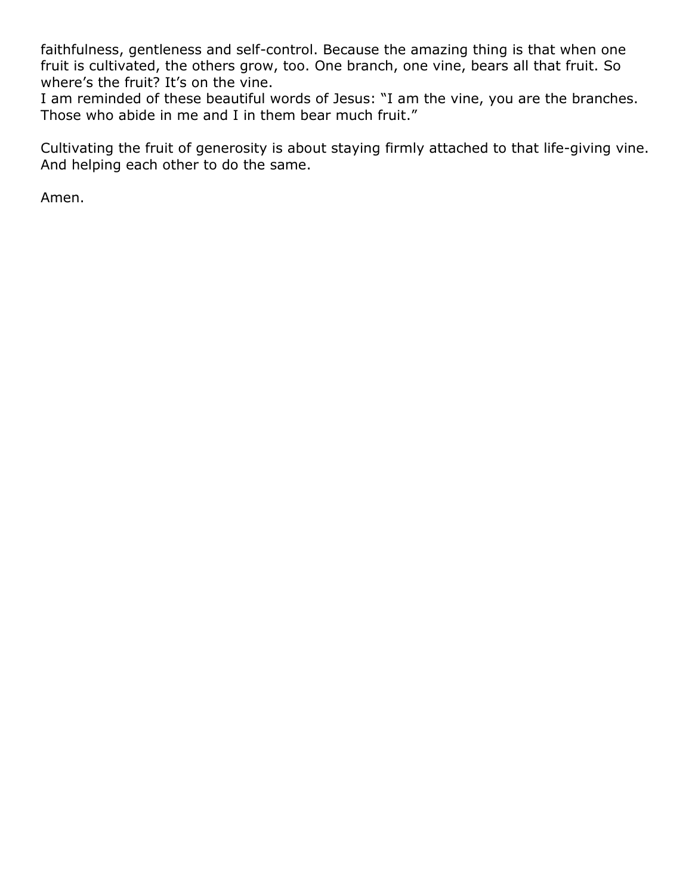faithfulness, gentleness and self-control. Because the amazing thing is that when one fruit is cultivated, the others grow, too. One branch, one vine, bears all that fruit. So where's the fruit? It's on the vine.
I am reminded of these beautiful words of Jesus: "I am the vine, you are the branches. Those who abide in me and I in them bear much fruit."

Cultivating the fruit of generosity is about staying firmly attached to that life-giving vine. And helping each other to do the same.

Amen.